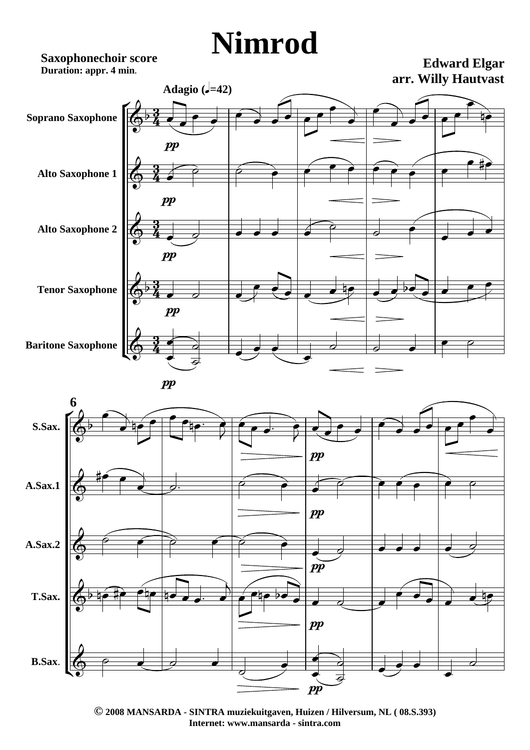# Nimrod

**Saxophonechoir score**
**Duration: appr. 4 min.**

**Edward Elgar**
**arr. Willy Hautvast**

**Adagio (♩=42)**

Soprano Saxophone

Alto Saxophone 1

Alto Saxophone 2

Tenor Saxophone

Baritone Saxophone

*pp*

6

S.Sax.

A.Sax.1

A.Sax.2

T.Sax.

B.Sax.

*pp*

© 2008 MANSARDA - SINTRA muziekuitgaven, Huizen / Hilversum, NL ( 08.S.393)
Internet: www.mansarda - sintra.com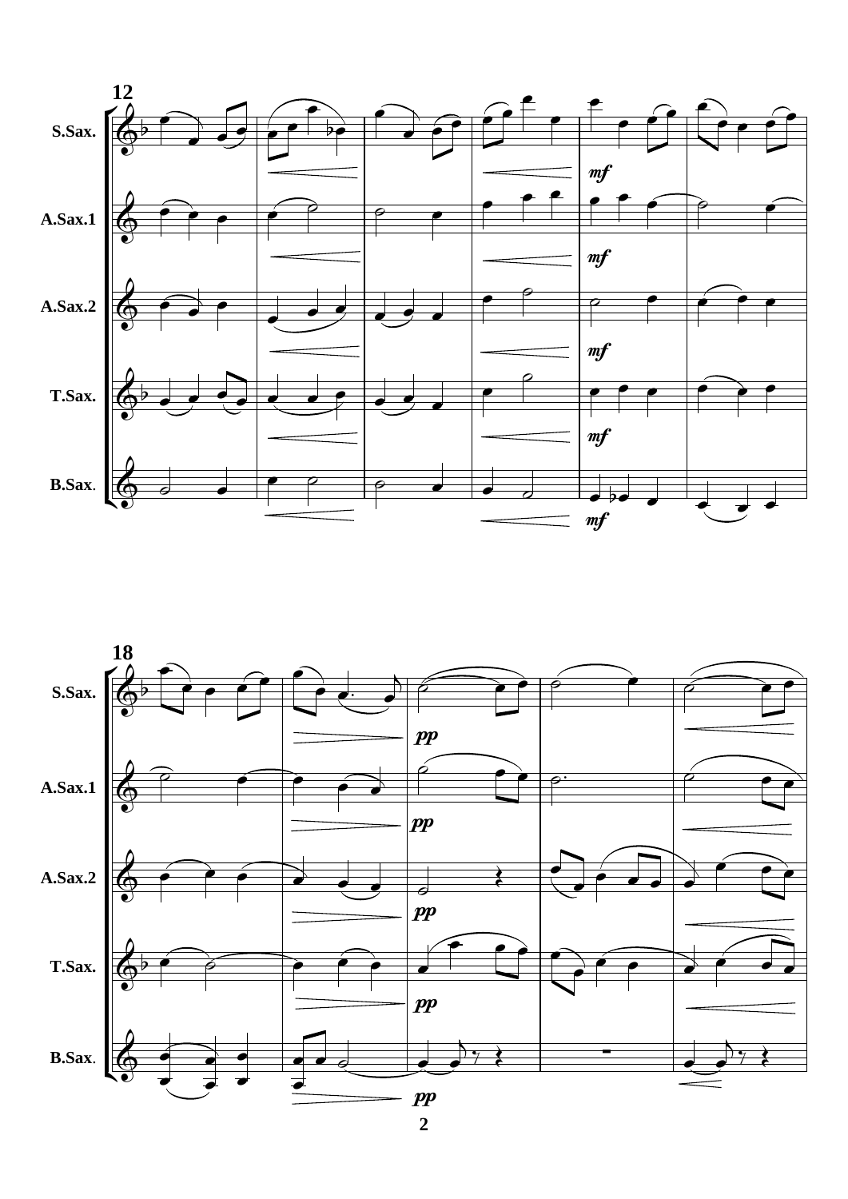12

S.Sax.

A.Sax.1

A.Sax.2

T.Sax.

B.Sax.

*mf*

18

S.Sax.

A.Sax.1

A.Sax.2

T.Sax.

B.Sax.

*pp*